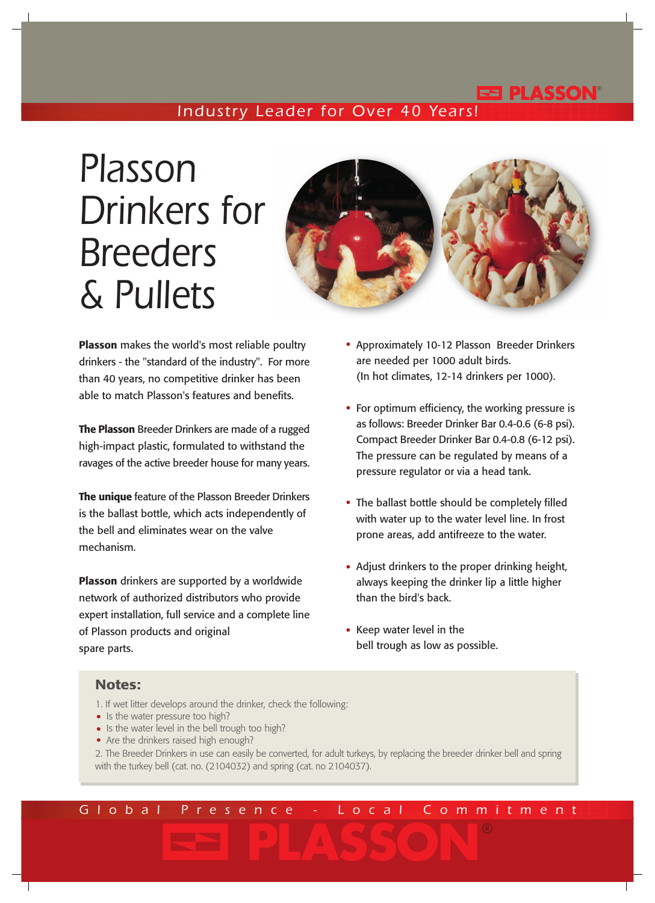PLASSON®

Industry Leader for Over 40 Years!

# Plasson Drinkers for Breeders & Pullets

**Plasson** makes the world's most reliable poultry drinkers - the "standard of the industry". For more than 40 years, no competitive drinker has been able to match Plasson's features and benefits.

**The Plasson** Breeder Drinkers are made of a rugged high-impact plastic, formulated to withstand the ravages of the active breeder house for many years.

**The unique** feature of the Plasson Breeder Drinkers is the ballast bottle, which acts independently of the bell and eliminates wear on the valve mechanism.

**Plasson** drinkers are supported by a worldwide network of authorized distributors who provide expert installation, full service and a complete line of Plasson products and original spare parts.

- Approximately 10-12 Plasson Breeder Drinkers are needed per 1000 adult birds. (In hot climates, 12-14 drinkers per 1000).
- For optimum efficiency, the working pressure is as follows: Breeder Drinker Bar 0.4-0.6 (6-8 psi). Compact Breeder Drinker Bar 0.4-0.8 (6-12 psi). The pressure can be regulated by means of a pressure regulator or via a head tank.
- The ballast bottle should be completely filled with water up to the water level line. In frost prone areas, add antifreeze to the water.
- Adjust drinkers to the proper drinking height, always keeping the drinker lip a little higher than the bird's back.
- Keep water level in the bell trough as low as possible.

## Notes:

1. If wet litter develops around the drinker, check the following:
   - Is the water pressure too high?
   - Is the water level in the bell trough too high?
   - Are the drinkers raised high enough?
2. The Breeder Drinkers in use can easily be converted, for adult turkeys, by replacing the breeder drinker bell and spring with the turkey bell (cat. no. (2104032) and spring (cat. no 2104037).

Global Presence - Local Commitment

PLASSON®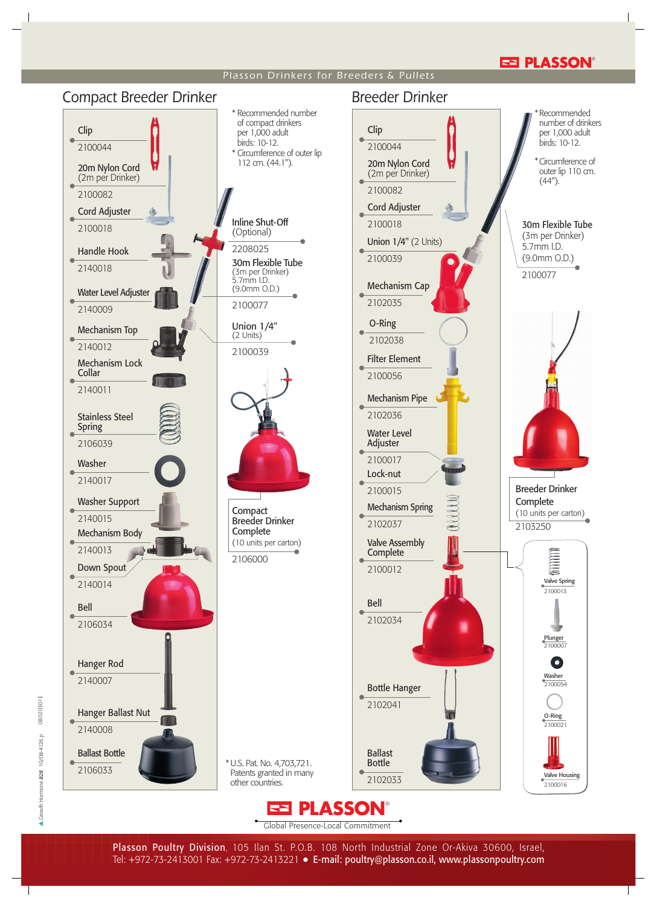PLASSON®

Plasson Drinkers for Breeders & Pullets

## Compact Breeder Drinker

Clip
2100044

20m Nylon Cord
(2m per Drinker)
2100082

Cord Adjuster
2100018

Handle Hook
2140018

Water Level Adjuster
2140009

Mechanism Top
2140012

Mechanism Lock Collar
2140011

Stainless Steel Spring
2106039

Washer
2140017

Washer Support
2140015

Mechanism Body
2140013

Down Spout
2140014

Bell
2106034

Hanger Rod
2140007

Hanger Ballast Nut
2140008

Ballast Bottle
2106033

\* Recommended number of compact drinkers per 1,000 adult birds: 10-12.

\* Circumference of outer lip 112 cm. (44.1").

Inline Shut-Off (Optional)
2208025

30m Flexible Tube
(3m per Drinker)
5.7mm I.D.
(9.0mm O.D.)
2100077

Union 1/4"
(2 Units)
2100039

Compact Breeder Drinker Complete
(10 units per carton)
2106000

\*U.S. Pat. No. 4,703,721. Patents granted in many other countries.

## Breeder Drinker

Clip
2100044

20m Nylon Cord
(2m per Drinker)
2100082

Cord Adjuster
2100018

Union 1/4" (2 Units)
2100039

Mechanism Cap
2102035

O-Ring
2102038

Filter Element
2100056

Mechanism Pipe
2102036

Water Level Adjuster
2100017

Lock-nut
2100015

Mechanism Spring
2102037

Valve Assembly Complete
2100012

Bell
2102034

Bottle Hanger
2102041

Ballast Bottle
2102033

\* Recommended number of drinkers per 1,000 adult birds: 10-12.

\* Circumference of outer lip 110 cm. (44").

30m Flexible Tube
(3m per Drinker)
5.7mm I.D.
(9.0mm O.D.)
2100077

Breeder Drinker Complete
(10 units per carton)
2103250

Valve Spring
2100013

Plunger
2100007

Washer
2100054

O-Ring
2100021

Valve Housing
2100016

PLASSON®
Global Presence-Local Commitment

**Plasson Poultry Division**, 105 Ilan St. P.O.B. 108 North Industrial Zone Or-Akiva 30600, Israel,
Tel: +972-73-2413001 Fax: +972-73-2413221 • E-mail: poultry@plasson.co.il, www.plassonpoultry.com